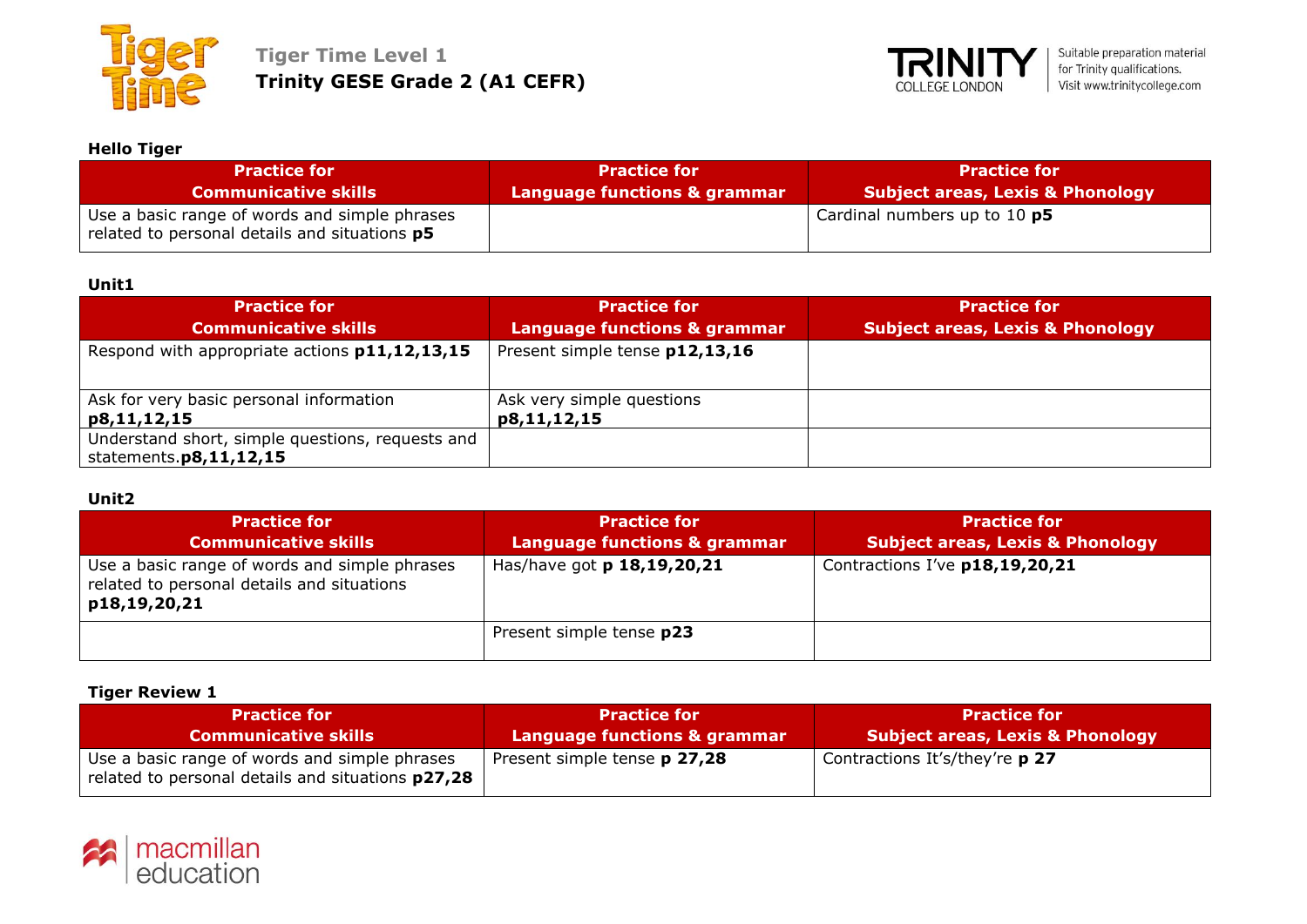# Tiger Time Level 1
## Trinity GESE Grade 2 (A1 CEFR)

Suitable preparation material for Trinity qualifications. Visit www.trinitycollege.com

### Hello Tiger

| Practice for Communicative skills | Practice for Language functions & grammar | Practice for Subject areas, Lexis & Phonology |
|---|---|---|
| Use a basic range of words and simple phrases related to personal details and situations **p5** | | Cardinal numbers up to 10 **p5** |

### Unit1

| Practice for Communicative skills | Practice for Language functions & grammar | Practice for Subject areas, Lexis & Phonology |
|---|---|---|
| Respond with appropriate actions **p11,12,13,15** | Present simple tense **p12,13,16** | |
| Ask for very basic personal information **p8,11,12,15** | Ask very simple questions **p8,11,12,15** | |
| Understand short, simple questions, requests and statements.**p8,11,12,15** | | |

### Unit2

| Practice for Communicative skills | Practice for Language functions & grammar | Practice for Subject areas, Lexis & Phonology |
|---|---|---|
| Use a basic range of words and simple phrases related to personal details and situations **p18,19,20,21** | Has/have got **p 18,19,20,21** | Contractions I've **p18,19,20,21** |
| | Present simple tense **p23** | |

### Tiger Review 1

| Practice for Communicative skills | Practice for Language functions & grammar | Practice for Subject areas, Lexis & Phonology |
|---|---|---|
| Use a basic range of words and simple phrases related to personal details and situations **p27,28** | Present simple tense **p 27,28** | Contractions It's/they're **p 27** |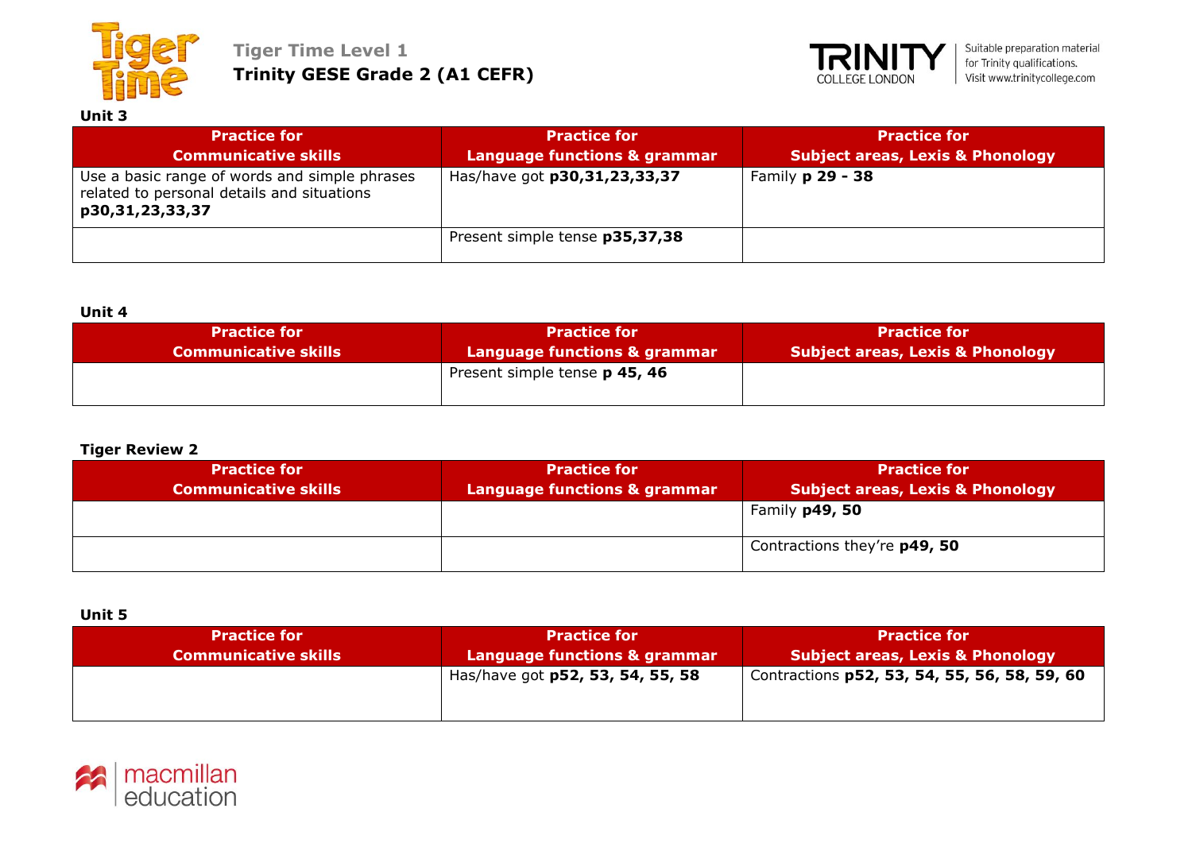**Unit 3**

| Practice for Communicative skills | Practice for Language functions & grammar | Practice for Subject areas, Lexis & Phonology |
|---|---|---|
| Use a basic range of words and simple phrases related to personal details and situations **p30,31,23,33,37** | Has/have got **p30,31,23,33,37** | Family **p 29 - 38** |
| | Present simple tense **p35,37,38** | |

**Unit 4**

| Practice for Communicative skills | Practice for Language functions & grammar | Practice for Subject areas, Lexis & Phonology |
|---|---|---|
| | Present simple tense **p 45, 46** | |

**Tiger Review 2**

| Practice for Communicative skills | Practice for Language functions & grammar | Practice for Subject areas, Lexis & Phonology |
|---|---|---|
| | | Family **p49, 50** |
| | | Contractions they're **p49, 50** |

**Unit 5**

| Practice for Communicative skills | Practice for Language functions & grammar | Practice for Subject areas, Lexis & Phonology |
|---|---|---|
| | Has/have got **p52, 53, 54, 55, 58** | Contractions **p52, 53, 54, 55, 56, 58, 59, 60** |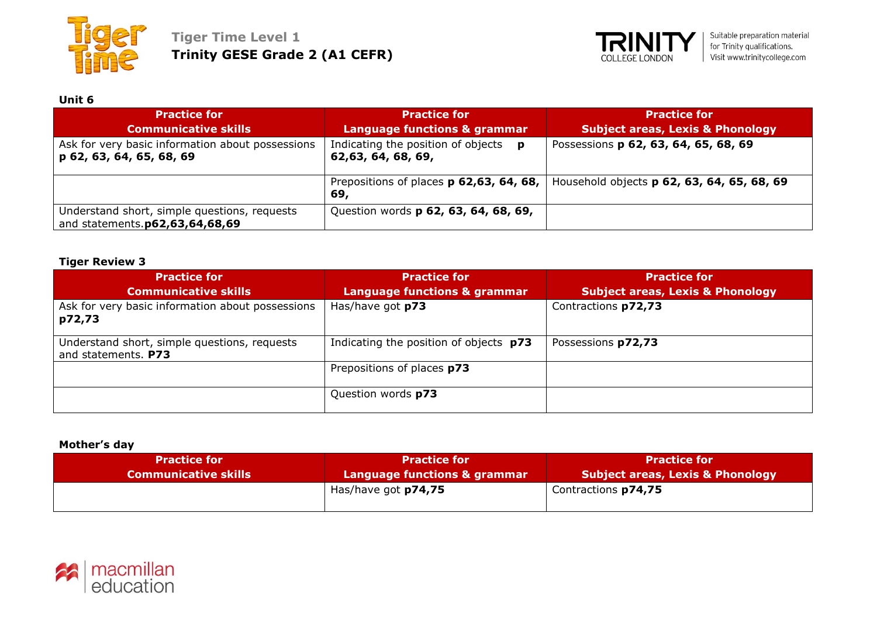Tiger Time Level 1
**Trinity GESE Grade 2 (A1 CEFR)**

Suitable preparation material for Trinity qualifications. Visit www.trinitycollege.com

**Unit 6**

| Practice for Communicative skills | Practice for Language functions & grammar | Practice for Subject areas, Lexis & Phonology |
|---|---|---|
| Ask for very basic information about possessions **p 62, 63, 64, 65, 68, 69** | Indicating the position of objects **p 62,63, 64, 68, 69,** | Possessions **p 62, 63, 64, 65, 68, 69** |
| | Prepositions of places **p 62,63, 64, 68, 69,** | Household objects **p 62, 63, 64, 65, 68, 69** |
| Understand short, simple questions, requests and statements.**p62,63,64,68,69** | Question words **p 62, 63, 64, 68, 69,** | |

**Tiger Review 3**

| Practice for Communicative skills | Practice for Language functions & grammar | Practice for Subject areas, Lexis & Phonology |
|---|---|---|
| Ask for very basic information about possessions **p72,73** | Has/have got **p73** | Contractions **p72,73** |
| Understand short, simple questions, requests and statements. **P73** | Indicating the position of objects **p73** | Possessions **p72,73** |
| | Prepositions of places **p73** | |
| | Question words **p73** | |

**Mother's day**

| Practice for Communicative skills | Practice for Language functions & grammar | Practice for Subject areas, Lexis & Phonology |
|---|---|---|
| | Has/have got **p74,75** | Contractions **p74,75** |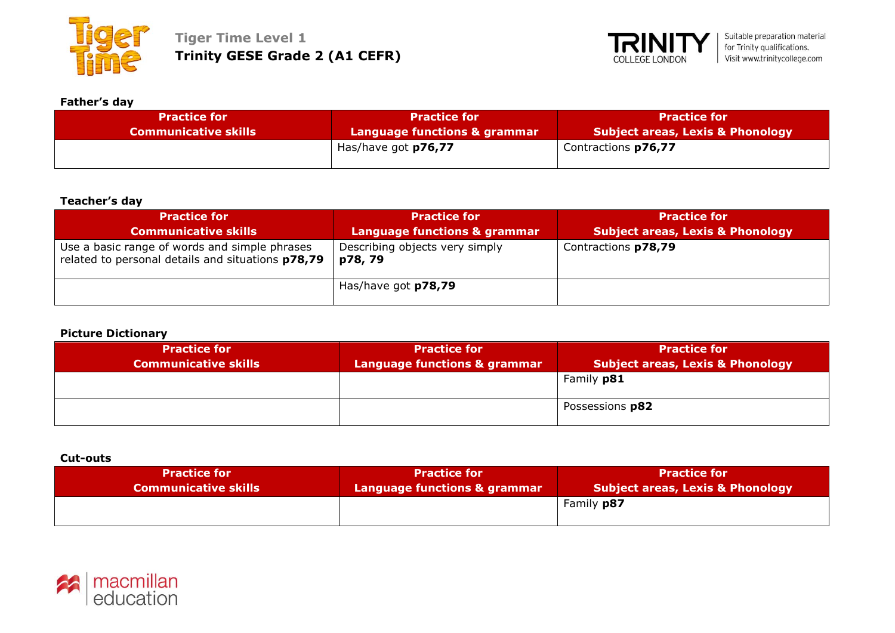**Father's day**

| Practice for Communicative skills | Practice for Language functions & grammar | Practice for Subject areas, Lexis & Phonology |
|---|---|---|
| | Has/have got **p76,77** | Contractions **p76,77** |

**Teacher's day**

| Practice for Communicative skills | Practice for Language functions & grammar | Practice for Subject areas, Lexis & Phonology |
|---|---|---|
| Use a basic range of words and simple phrases related to personal details and situations **p78,79** | Describing objects very simply **p78, 79** | Contractions **p78,79** |
| | Has/have got **p78,79** | |

**Picture Dictionary**

| Practice for Communicative skills | Practice for Language functions & grammar | Practice for Subject areas, Lexis & Phonology |
|---|---|---|
| | | Family **p81** |
| | | Possessions **p82** |

**Cut-outs**

| Practice for Communicative skills | Practice for Language functions & grammar | Practice for Subject areas, Lexis & Phonology |
|---|---|---|
| | | Family **p87** |